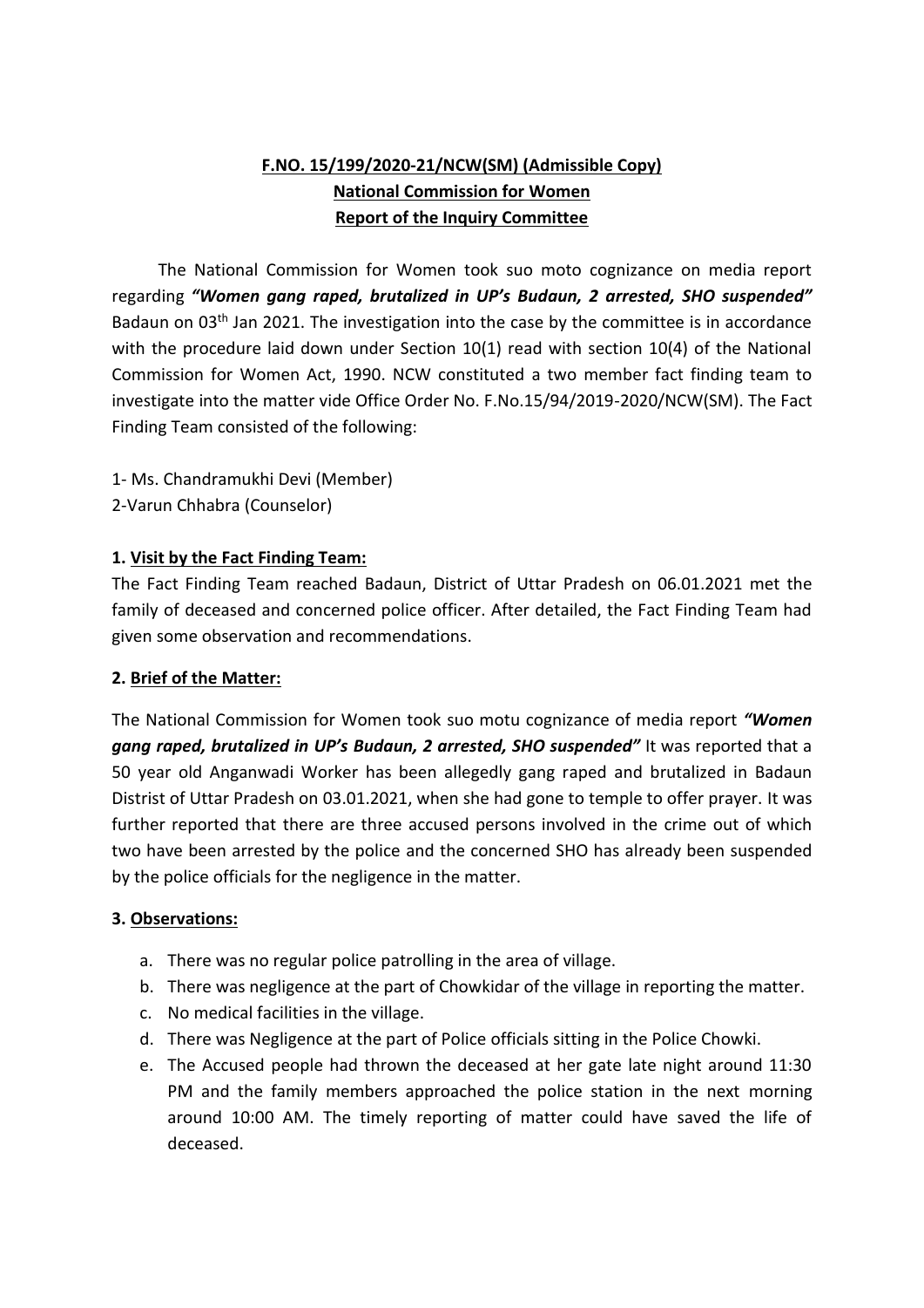**F.NO. 15/199/2020-21/NCW(SM) (Admissible Copy)**
**National Commission for Women**
**Report of the Inquiry Committee**

The National Commission for Women took suo moto cognizance on media report regarding ***"Women gang raped, brutalized in UP's Budaun, 2 arrested, SHO suspended"*** Badaun on 03th Jan 2021. The investigation into the case by the committee is in accordance with the procedure laid down under Section 10(1) read with section 10(4) of the National Commission for Women Act, 1990. NCW constituted a two member fact finding team to investigate into the matter vide Office Order No. F.No.15/94/2019-2020/NCW(SM). The Fact Finding Team consisted of the following:

1- Ms. Chandramukhi Devi (Member)
2-Varun Chhabra (Counselor)

**1. Visit by the Fact Finding Team:**

The Fact Finding Team reached Badaun, District of Uttar Pradesh on 06.01.2021 met the family of deceased and concerned police officer. After detailed, the Fact Finding Team had given some observation and recommendations.

**2. Brief of the Matter:**

The National Commission for Women took suo motu cognizance of media report ***"Women gang raped, brutalized in UP's Budaun, 2 arrested, SHO suspended"*** It was reported that a 50 year old Anganwadi Worker has been allegedly gang raped and brutalized in Badaun Distrist of Uttar Pradesh on 03.01.2021, when she had gone to temple to offer prayer. It was further reported that there are three accused persons involved in the crime out of which two have been arrested by the police and the concerned SHO has already been suspended by the police officials for the negligence in the matter.

**3. Observations:**

a. There was no regular police patrolling in the area of village.
b. There was negligence at the part of Chowkidar of the village in reporting the matter.
c. No medical facilities in the village.
d. There was Negligence at the part of Police officials sitting in the Police Chowki.
e. The Accused people had thrown the deceased at her gate late night around 11:30 PM and the family members approached the police station in the next morning around 10:00 AM. The timely reporting of matter could have saved the life of deceased.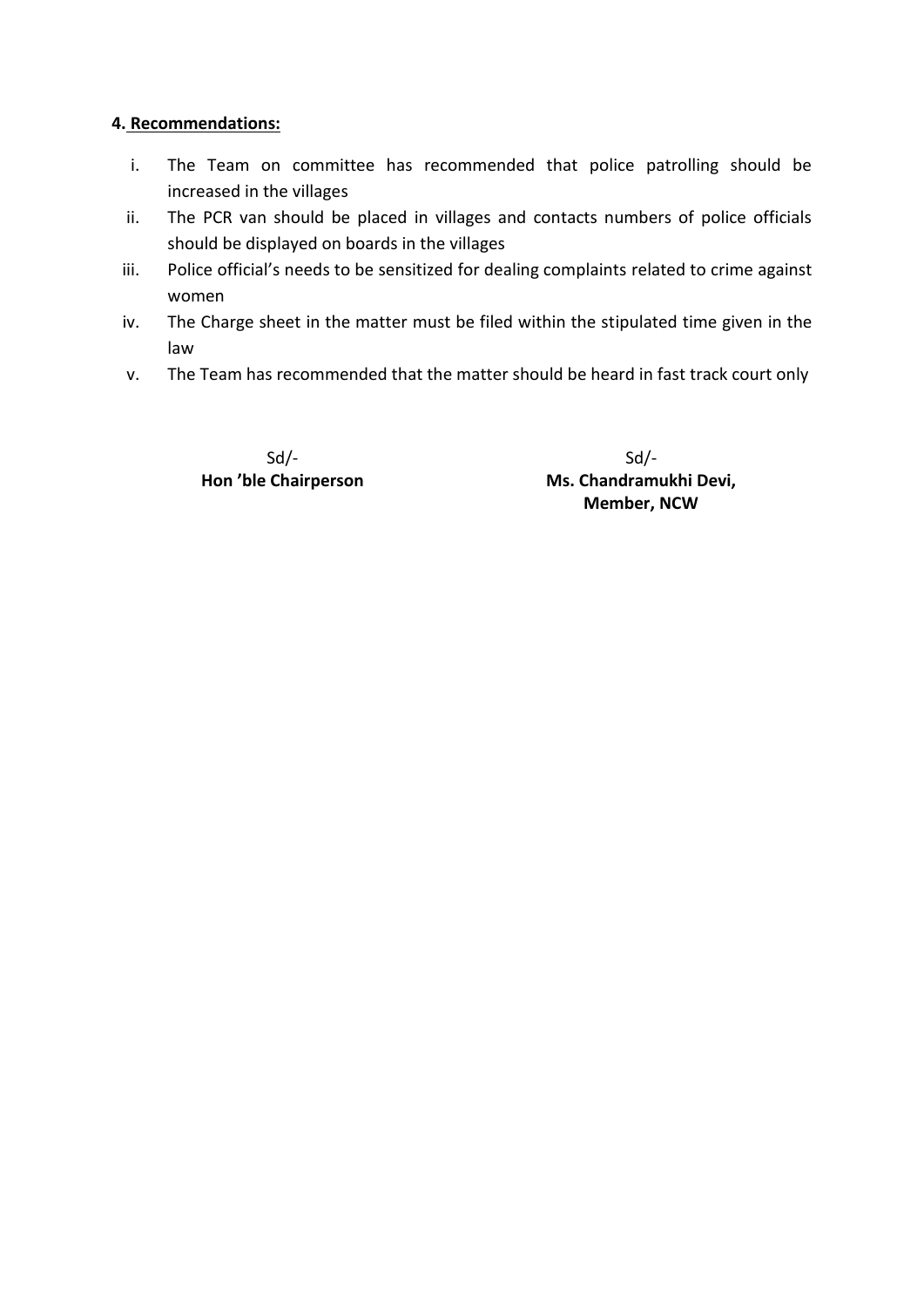**4. Recommendations:**

i. The Team on committee has recommended that police patrolling should be increased in the villages
ii. The PCR van should be placed in villages and contacts numbers of police officials should be displayed on boards in the villages
iii. Police official's needs to be sensitized for dealing complaints related to crime against women
iv. The Charge sheet in the matter must be filed within the stipulated time given in the law
v. The Team has recommended that the matter should be heard in fast track court only

Sd/-
**Hon 'ble Chairperson**

Sd/-
**Ms. Chandramukhi Devi,**
**Member, NCW**